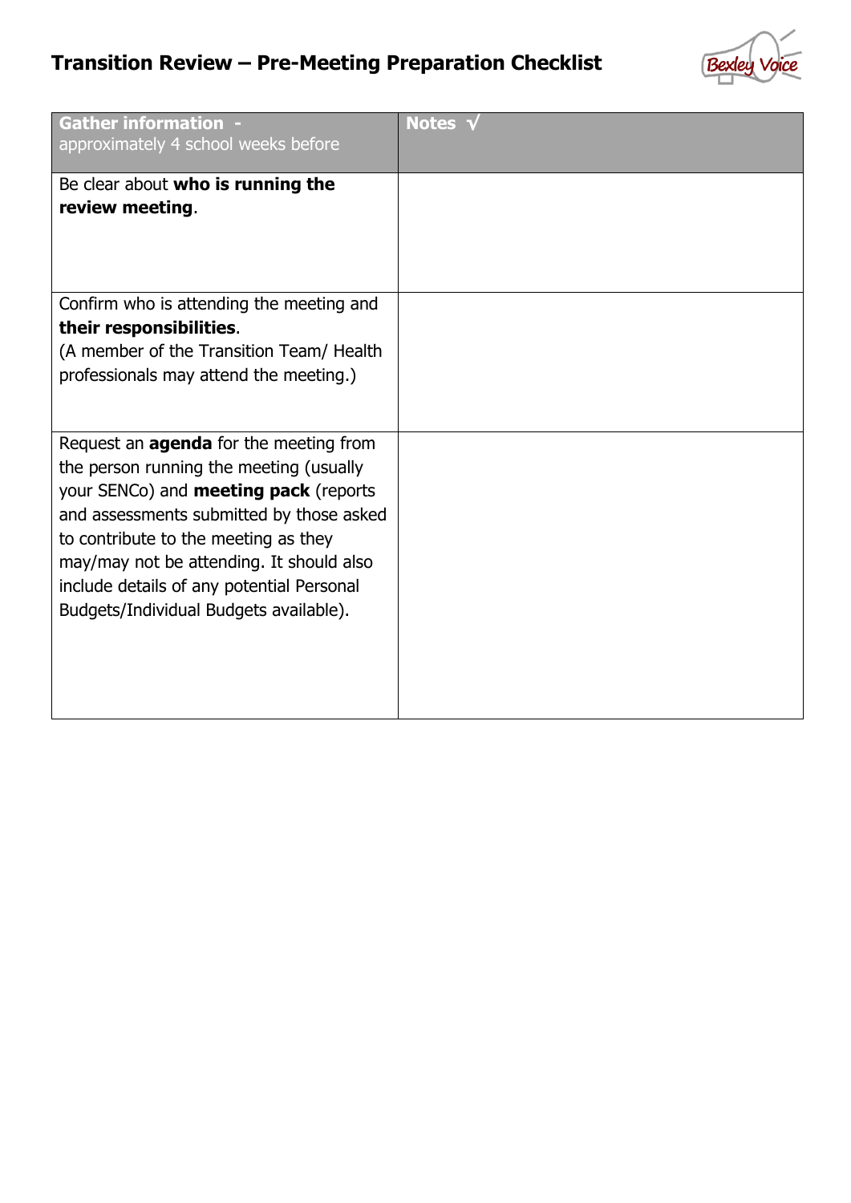# Transition Review – Pre-Meeting Preparation Checklist

| **Gather information** - approximately 4 school weeks before | **Notes √** |
|---|---|
| Be clear about **who is running the review meeting**. | |
| Confirm who is attending the meeting and **their responsibilities**. (A member of the Transition Team/ Health professionals may attend the meeting.) | |
| Request an **agenda** for the meeting from the person running the meeting (usually your SENCo) and **meeting pack** (reports and assessments submitted by those asked to contribute to the meeting as they may/may not be attending. It should also include details of any potential Personal Budgets/Individual Budgets available). | |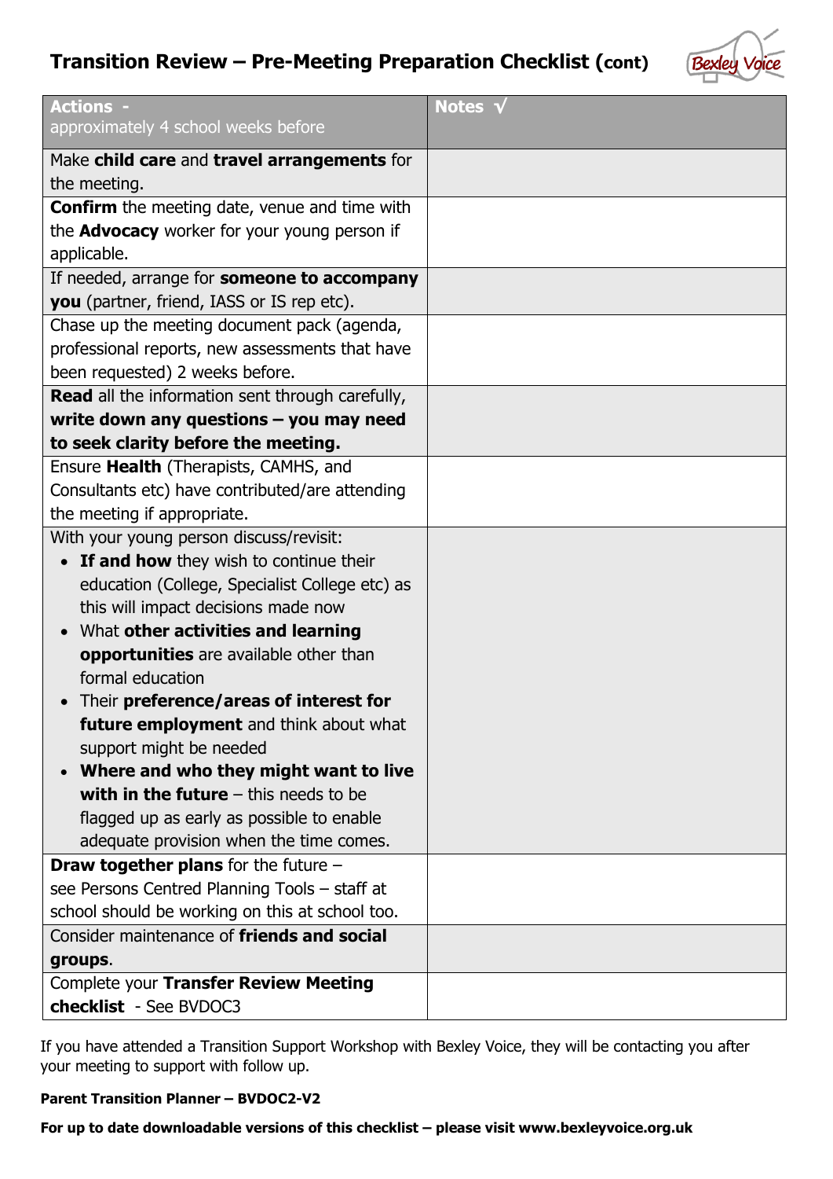# Transition Review – Pre-Meeting Preparation Checklist (cont)

| **Actions -** approximately 4 school weeks before | **Notes √** |
|---|---|
| Make **child care** and **travel arrangements** for the meeting. | |
| **Confirm** the meeting date, venue and time with the **Advocacy** worker for your young person if applicable. | |
| If needed, arrange for **someone to accompany you** (partner, friend, IASS or IS rep etc). | |
| Chase up the meeting document pack (agenda, professional reports, new assessments that have been requested) 2 weeks before. | |
| **Read** all the information sent through carefully, **write down any questions – you may need to seek clarity before the meeting.** | |
| Ensure **Health** (Therapists, CAMHS, and Consultants etc) have contributed/are attending the meeting if appropriate. | |
| With your young person discuss/revisit:<br>• **If and how** they wish to continue their education (College, Specialist College etc) as this will impact decisions made now<br>• What **other activities and learning opportunities** are available other than formal education<br>• Their **preference/areas of interest for future employment** and think about what support might be needed<br>• **Where and who they might want to live with in the future** – this needs to be flagged up as early as possible to enable adequate provision when the time comes. | |
| **Draw together plans** for the future – see Persons Centred Planning Tools – staff at school should be working on this at school too. | |
| Consider maintenance of **friends and social groups**. | |
| Complete your **Transfer Review Meeting checklist** - See BVDOC3 | |

If you have attended a Transition Support Workshop with Bexley Voice, they will be contacting you after your meeting to support with follow up.

**Parent Transition Planner – BVDOC2-V2**

**For up to date downloadable versions of this checklist – please visit www.bexleyvoice.org.uk**